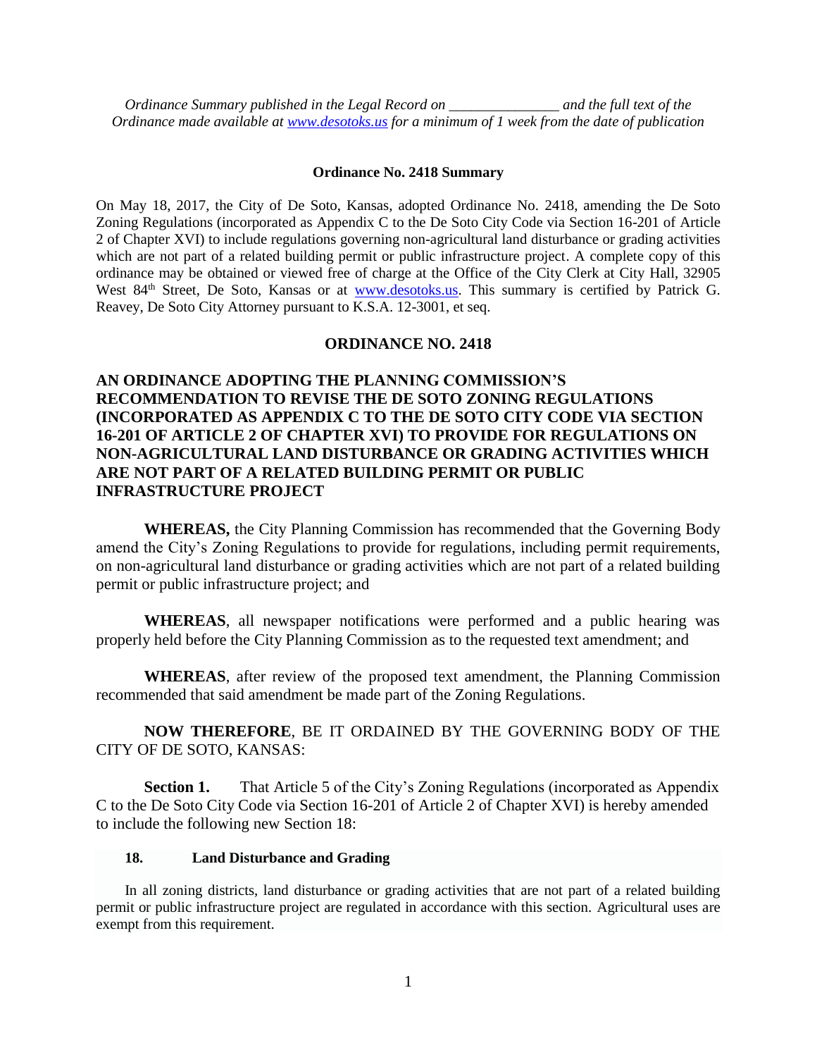*Ordinance Summary published in the Legal Record on _______________ and the full text of the Ordinance made available at www.desotoks.us for a minimum of 1 week from the date of publication*

**Ordinance No. 2418 Summary**

On May 18, 2017, the City of De Soto, Kansas, adopted Ordinance No. 2418, amending the De Soto Zoning Regulations (incorporated as Appendix C to the De Soto City Code via Section 16-201 of Article 2 of Chapter XVI) to include regulations governing non-agricultural land disturbance or grading activities which are not part of a related building permit or public infrastructure project. A complete copy of this ordinance may be obtained or viewed free of charge at the Office of the City Clerk at City Hall, 32905 West 84th Street, De Soto, Kansas or at www.desotoks.us. This summary is certified by Patrick G. Reavey, De Soto City Attorney pursuant to K.S.A. 12-3001, et seq.

**ORDINANCE NO. 2418**

**AN ORDINANCE ADOPTING THE PLANNING COMMISSION'S RECOMMENDATION TO REVISE THE DE SOTO ZONING REGULATIONS (INCORPORATED AS APPENDIX C TO THE DE SOTO CITY CODE VIA SECTION 16-201 OF ARTICLE 2 OF CHAPTER XVI) TO PROVIDE FOR REGULATIONS ON NON-AGRICULTURAL LAND DISTURBANCE OR GRADING ACTIVITIES WHICH ARE NOT PART OF A RELATED BUILDING PERMIT OR PUBLIC INFRASTRUCTURE PROJECT**

**WHEREAS,** the City Planning Commission has recommended that the Governing Body amend the City's Zoning Regulations to provide for regulations, including permit requirements, on non-agricultural land disturbance or grading activities which are not part of a related building permit or public infrastructure project; and

**WHEREAS**, all newspaper notifications were performed and a public hearing was properly held before the City Planning Commission as to the requested text amendment; and

**WHEREAS**, after review of the proposed text amendment, the Planning Commission recommended that said amendment be made part of the Zoning Regulations.

**NOW THEREFORE**, BE IT ORDAINED BY THE GOVERNING BODY OF THE CITY OF DE SOTO, KANSAS:

**Section 1.** That Article 5 of the City's Zoning Regulations (incorporated as Appendix C to the De Soto City Code via Section 16-201 of Article 2 of Chapter XVI) is hereby amended to include the following new Section 18:

**18. Land Disturbance and Grading**

In all zoning districts, land disturbance or grading activities that are not part of a related building permit or public infrastructure project are regulated in accordance with this section. Agricultural uses are exempt from this requirement.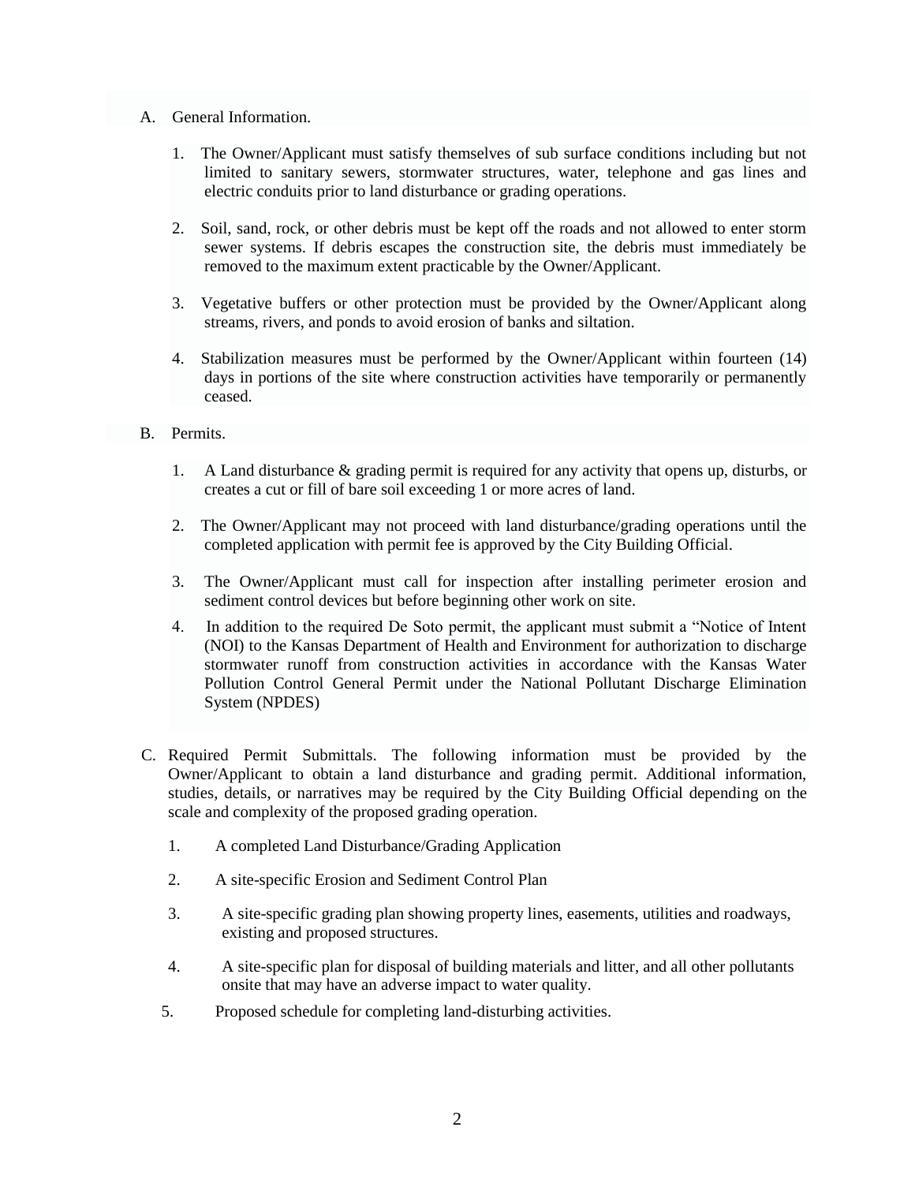A. General Information.

1. The Owner/Applicant must satisfy themselves of sub surface conditions including but not limited to sanitary sewers, stormwater structures, water, telephone and gas lines and electric conduits prior to land disturbance or grading operations.

2. Soil, sand, rock, or other debris must be kept off the roads and not allowed to enter storm sewer systems. If debris escapes the construction site, the debris must immediately be removed to the maximum extent practicable by the Owner/Applicant.

3. Vegetative buffers or other protection must be provided by the Owner/Applicant along streams, rivers, and ponds to avoid erosion of banks and siltation.

4. Stabilization measures must be performed by the Owner/Applicant within fourteen (14) days in portions of the site where construction activities have temporarily or permanently ceased.

B. Permits.

1. A Land disturbance & grading permit is required for any activity that opens up, disturbs, or creates a cut or fill of bare soil exceeding 1 or more acres of land.

2. The Owner/Applicant may not proceed with land disturbance/grading operations until the completed application with permit fee is approved by the City Building Official.

3. The Owner/Applicant must call for inspection after installing perimeter erosion and sediment control devices but before beginning other work on site.

4. In addition to the required De Soto permit, the applicant must submit a "Notice of Intent (NOI) to the Kansas Department of Health and Environment for authorization to discharge stormwater runoff from construction activities in accordance with the Kansas Water Pollution Control General Permit under the National Pollutant Discharge Elimination System (NPDES)

C. Required Permit Submittals. The following information must be provided by the Owner/Applicant to obtain a land disturbance and grading permit. Additional information, studies, details, or narratives may be required by the City Building Official depending on the scale and complexity of the proposed grading operation.

1. A completed Land Disturbance/Grading Application

2. A site-specific Erosion and Sediment Control Plan

3. A site-specific grading plan showing property lines, easements, utilities and roadways, existing and proposed structures.

4. A site-specific plan for disposal of building materials and litter, and all other pollutants onsite that may have an adverse impact to water quality.

5. Proposed schedule for completing land-disturbing activities.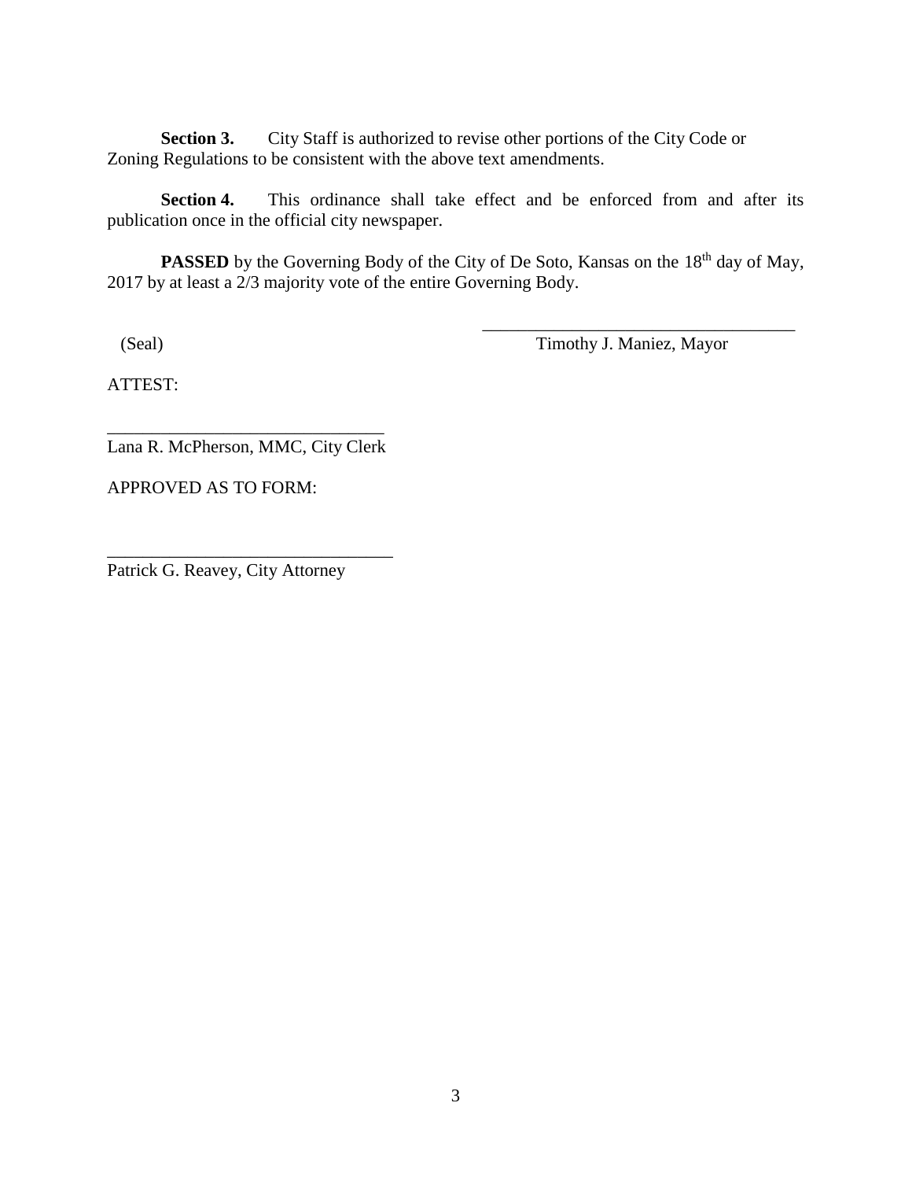**Section 3.** City Staff is authorized to revise other portions of the City Code or Zoning Regulations to be consistent with the above text amendments.

**Section 4.** This ordinance shall take effect and be enforced from and after its publication once in the official city newspaper.

**PASSED** by the Governing Body of the City of De Soto, Kansas on the 18th day of May, 2017 by at least a 2/3 majority vote of the entire Governing Body.

(Seal)

___________________________________
Timothy J. Maniez, Mayor

ATTEST:

_______________________________
Lana R. McPherson, MMC, City Clerk

APPROVED AS TO FORM:

________________________________
Patrick G. Reavey, City Attorney